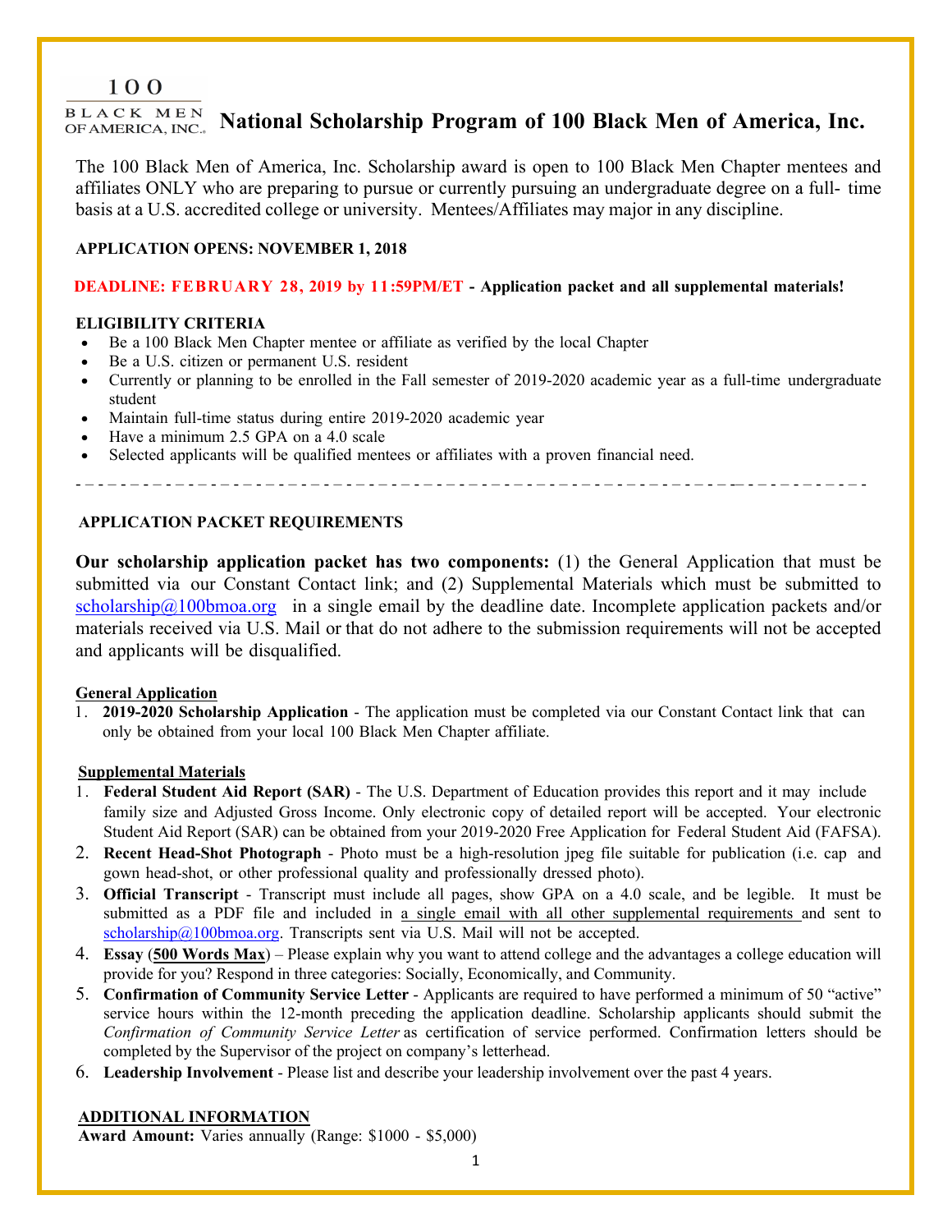100 BLACK MEN OF AMERICA, INC.

# National Scholarship Program of 100 Black Men of America, Inc.

The 100 Black Men of America, Inc. Scholarship award is open to 100 Black Men Chapter mentees and affiliates ONLY who are preparing to pursue or currently pursuing an undergraduate degree on a full- time basis at a U.S. accredited college or university. Mentees/Affiliates may major in any discipline.

**APPLICATION OPENS: NOVEMBER 1, 2018**

**DEADLINE: FEBRUARY 28, 2019 by 11:59PM/ET - Application packet and all supplemental materials!**

**ELIGIBILITY CRITERIA**

- Be a 100 Black Men Chapter mentee or affiliate as verified by the local Chapter
- Be a U.S. citizen or permanent U.S. resident
- Currently or planning to be enrolled in the Fall semester of 2019-2020 academic year as a full-time undergraduate student
- Maintain full-time status during entire 2019-2020 academic year
- Have a minimum 2.5 GPA on a 4.0 scale
- Selected applicants will be qualified mentees or affiliates with a proven financial need.

---

**APPLICATION PACKET REQUIREMENTS**

**Our scholarship application packet has two components:** (1) the General Application that must be submitted via our Constant Contact link; and (2) Supplemental Materials which must be submitted to scholarship@100bmoa.org in a single email by the deadline date. Incomplete application packets and/or materials received via U.S. Mail or that do not adhere to the submission requirements will not be accepted and applicants will be disqualified.

**General Application**

1. **2019-2020 Scholarship Application** - The application must be completed via our Constant Contact link that can only be obtained from your local 100 Black Men Chapter affiliate.

**Supplemental Materials**

1. **Federal Student Aid Report (SAR)** - The U.S. Department of Education provides this report and it may include family size and Adjusted Gross Income. Only electronic copy of detailed report will be accepted. Your electronic Student Aid Report (SAR) can be obtained from your 2019-2020 Free Application for Federal Student Aid (FAFSA).
2. **Recent Head-Shot Photograph** - Photo must be a high-resolution jpeg file suitable for publication (i.e. cap and gown head-shot, or other professional quality and professionally dressed photo).
3. **Official Transcript** - Transcript must include all pages, show GPA on a 4.0 scale, and be legible. It must be submitted as a PDF file and included in a single email with all other supplemental requirements and sent to scholarship@100bmoa.org. Transcripts sent via U.S. Mail will not be accepted.
4. **Essay** (**500 Words Max**) – Please explain why you want to attend college and the advantages a college education will provide for you? Respond in three categories: Socially, Economically, and Community.
5. **Confirmation of Community Service Letter** - Applicants are required to have performed a minimum of 50 "active" service hours within the 12-month preceding the application deadline. Scholarship applicants should submit the *Confirmation of Community Service Letter* as certification of service performed. Confirmation letters should be completed by the Supervisor of the project on company's letterhead.
6. **Leadership Involvement** - Please list and describe your leadership involvement over the past 4 years.

**ADDITIONAL INFORMATION**

**Award Amount:** Varies annually (Range: $1000 - $5,000)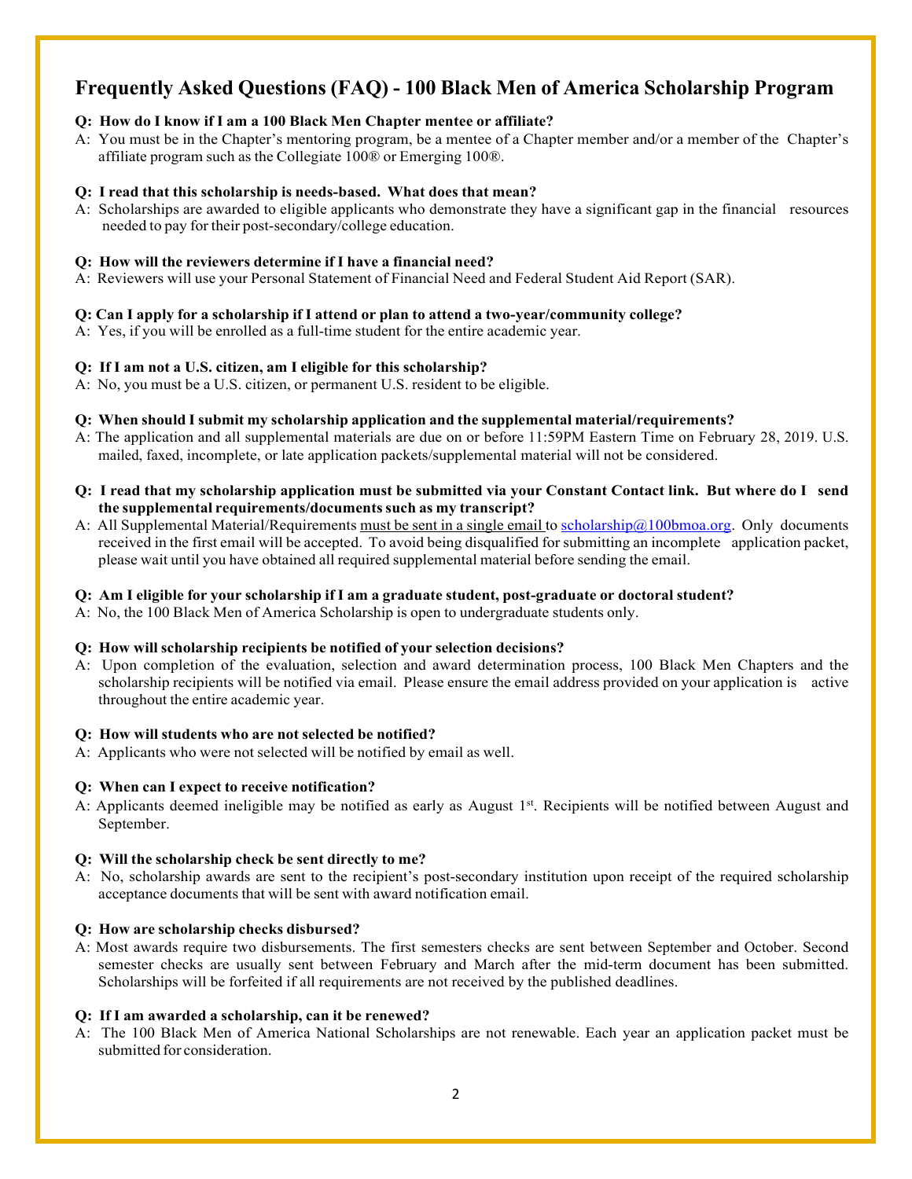# Frequently Asked Questions (FAQ) - 100 Black Men of America Scholarship Program

**Q: How do I know if I am a 100 Black Men Chapter mentee or affiliate?**

A: You must be in the Chapter's mentoring program, be a mentee of a Chapter member and/or a member of the Chapter's affiliate program such as the Collegiate 100® or Emerging 100®.

**Q: I read that this scholarship is needs-based. What does that mean?**

A: Scholarships are awarded to eligible applicants who demonstrate they have a significant gap in the financial resources needed to pay for their post-secondary/college education.

**Q: How will the reviewers determine if I have a financial need?**

A: Reviewers will use your Personal Statement of Financial Need and Federal Student Aid Report (SAR).

**Q: Can I apply for a scholarship if I attend or plan to attend a two-year/community college?**

A: Yes, if you will be enrolled as a full-time student for the entire academic year.

**Q: If I am not a U.S. citizen, am I eligible for this scholarship?**

A: No, you must be a U.S. citizen, or permanent U.S. resident to be eligible.

**Q: When should I submit my scholarship application and the supplemental material/requirements?**

A: The application and all supplemental materials are due on or before 11:59PM Eastern Time on February 28, 2019. U.S. mailed, faxed, incomplete, or late application packets/supplemental material will not be considered.

**Q: I read that my scholarship application must be submitted via your Constant Contact link. But where do I send the supplemental requirements/documents such as my transcript?**

A: All Supplemental Material/Requirements must be sent in a single email to scholarship@100bmoa.org. Only documents received in the first email will be accepted. To avoid being disqualified for submitting an incomplete application packet, please wait until you have obtained all required supplemental material before sending the email.

**Q: Am I eligible for your scholarship if I am a graduate student, post-graduate or doctoral student?**

A: No, the 100 Black Men of America Scholarship is open to undergraduate students only.

**Q: How will scholarship recipients be notified of your selection decisions?**

A: Upon completion of the evaluation, selection and award determination process, 100 Black Men Chapters and the scholarship recipients will be notified via email. Please ensure the email address provided on your application is active throughout the entire academic year.

**Q: How will students who are not selected be notified?**

A: Applicants who were not selected will be notified by email as well.

**Q: When can I expect to receive notification?**

A: Applicants deemed ineligible may be notified as early as August 1st. Recipients will be notified between August and September.

**Q: Will the scholarship check be sent directly to me?**

A: No, scholarship awards are sent to the recipient's post-secondary institution upon receipt of the required scholarship acceptance documents that will be sent with award notification email.

**Q: How are scholarship checks disbursed?**

A: Most awards require two disbursements. The first semesters checks are sent between September and October. Second semester checks are usually sent between February and March after the mid-term document has been submitted. Scholarships will be forfeited if all requirements are not received by the published deadlines.

**Q: If I am awarded a scholarship, can it be renewed?**

A: The 100 Black Men of America National Scholarships are not renewable. Each year an application packet must be submitted for consideration.